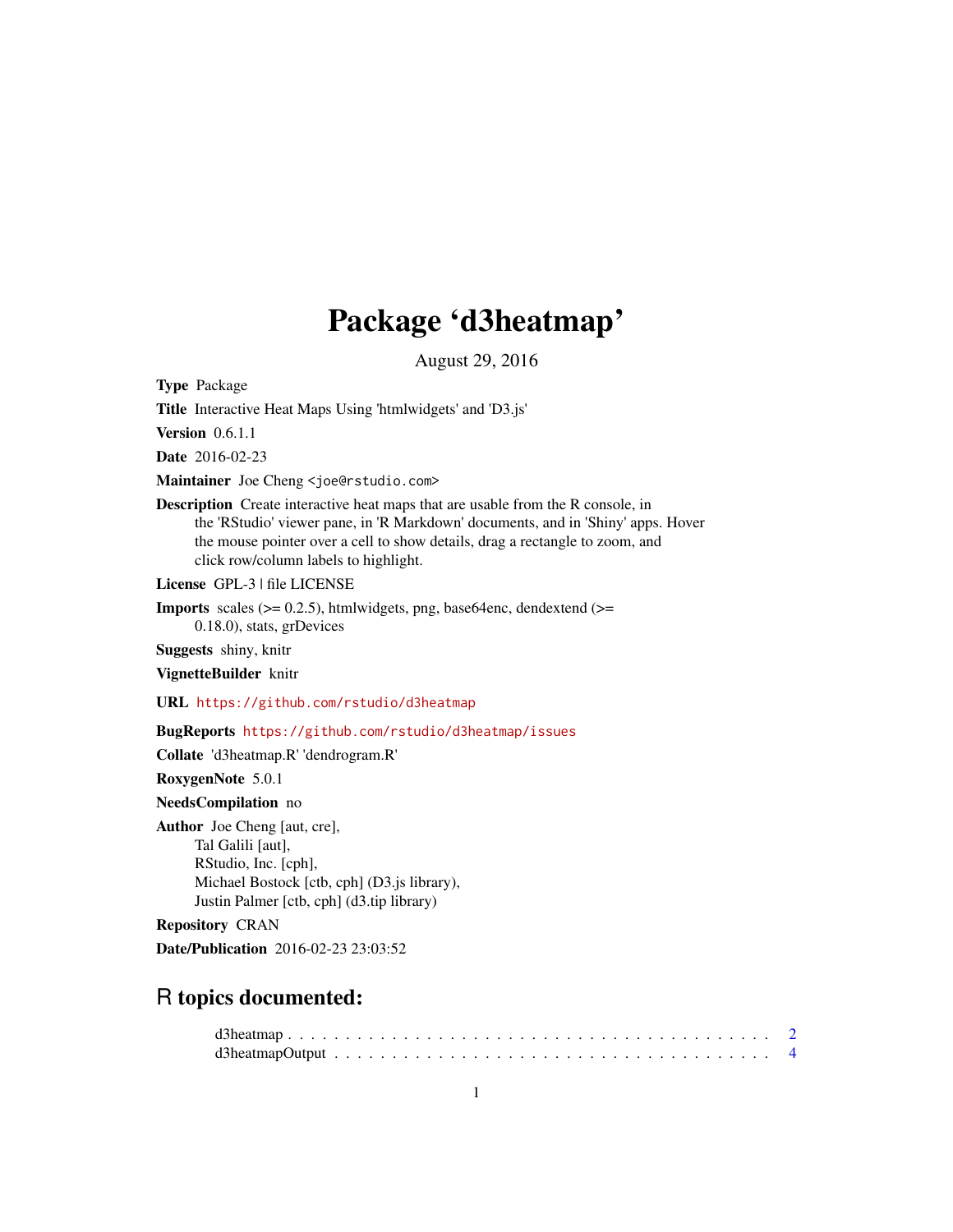# Package 'd3heatmap'

August 29, 2016

**Type** Package

**Title** Interactive Heat Maps Using 'htmlwidgets' and 'D3.js'

**Version** 0.6.1.1

**Date** 2016-02-23

**Maintainer** Joe Cheng <joe@rstudio.com>

**Description** Create interactive heat maps that are usable from the R console, in the 'RStudio' viewer pane, in 'R Markdown' documents, and in 'Shiny' apps. Hover the mouse pointer over a cell to show details, drag a rectangle to zoom, and click row/column labels to highlight.

**License** GPL-3 | file LICENSE

**Imports** scales (>= 0.2.5), htmlwidgets, png, base64enc, dendextend (>= 0.18.0), stats, grDevices

**Suggests** shiny, knitr

**VignetteBuilder** knitr

**URL** https://github.com/rstudio/d3heatmap

**BugReports** https://github.com/rstudio/d3heatmap/issues

**Collate** 'd3heatmap.R' 'dendrogram.R'

**RoxygenNote** 5.0.1

**NeedsCompilation** no

**Author** Joe Cheng [aut, cre],
Tal Galili [aut],
RStudio, Inc. [cph],
Michael Bostock [ctb, cph] (D3.js library),
Justin Palmer [ctb, cph] (d3.tip library)

**Repository** CRAN

**Date/Publication** 2016-02-23 23:03:52

## R topics documented:

d3heatmap . . . . . . . . . . . . . . . . . . . . . . . . . . . . . . . . . . . . . . . 2
d3heatmapOutput . . . . . . . . . . . . . . . . . . . . . . . . . . . . . . . . . . . 4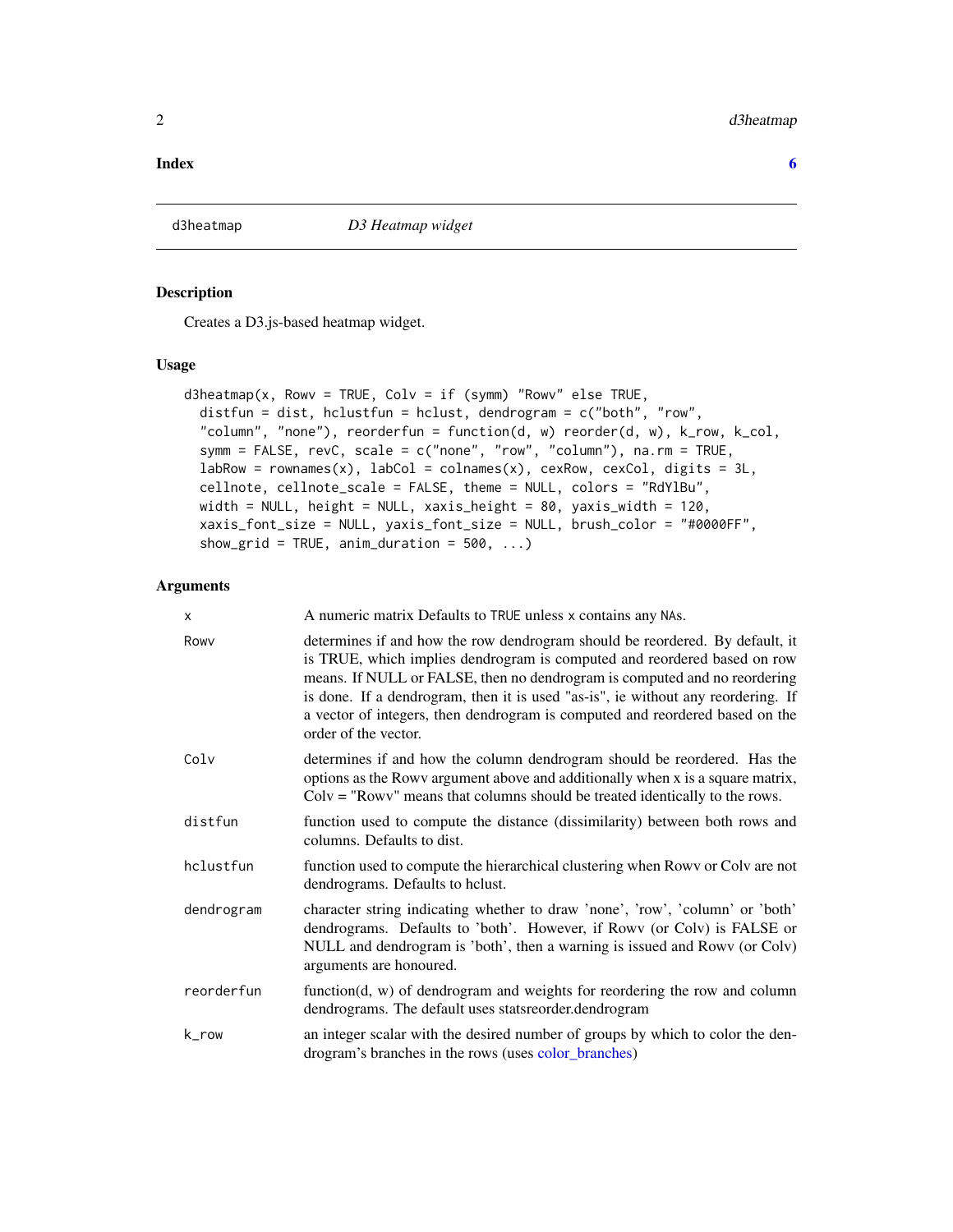**Index** **6**

---

d3heatmap *D3 Heatmap widget*

---

## Description

Creates a D3.js-based heatmap widget.

## Usage

```
d3heatmap(x, Rowv = TRUE, Colv = if (symm) "Rowv" else TRUE,
  distfun = dist, hclustfun = hclust, dendrogram = c("both", "row",
  "column", "none"), reorderfun = function(d, w) reorder(d, w), k_row, k_col,
  symm = FALSE, revC, scale = c("none", "row", "column"), na.rm = TRUE,
  labRow = rownames(x), labCol = colnames(x), cexRow, cexCol, digits = 3L,
  cellnote, cellnote_scale = FALSE, theme = NULL, colors = "RdYlBu",
  width = NULL, height = NULL, xaxis_height = 80, yaxis_width = 120,
  xaxis_font_size = NULL, yaxis_font_size = NULL, brush_color = "#0000FF",
  show_grid = TRUE, anim_duration = 500, ...)
```

## Arguments

| | |
|---|---|
| `x` | A numeric matrix Defaults to `TRUE` unless `x` contains any `NA`s. |
| `Rowv` | determines if and how the row dendrogram should be reordered. By default, it is TRUE, which implies dendrogram is computed and reordered based on row means. If NULL or FALSE, then no dendrogram is computed and no reordering is done. If a dendrogram, then it is used "as-is", ie without any reordering. If a vector of integers, then dendrogram is computed and reordered based on the order of the vector. |
| `Colv` | determines if and how the column dendrogram should be reordered. Has the options as the Rowv argument above and additionally when x is a square matrix, Colv = "Rowv" means that columns should be treated identically to the rows. |
| `distfun` | function used to compute the distance (dissimilarity) between both rows and columns. Defaults to dist. |
| `hclustfun` | function used to compute the hierarchical clustering when Rowv or Colv are not dendrograms. Defaults to hclust. |
| `dendrogram` | character string indicating whether to draw 'none', 'row', 'column' or 'both' dendrograms. Defaults to 'both'. However, if Rowv (or Colv) is FALSE or NULL and dendrogram is 'both', then a warning is issued and Rowv (or Colv) arguments are honoured. |
| `reorderfun` | function(d, w) of dendrogram and weights for reordering the row and column dendrograms. The default uses statsreorder.dendrogram |
| `k_row` | an integer scalar with the desired number of groups by which to color the dendrogram's branches in the rows (uses color_branches) |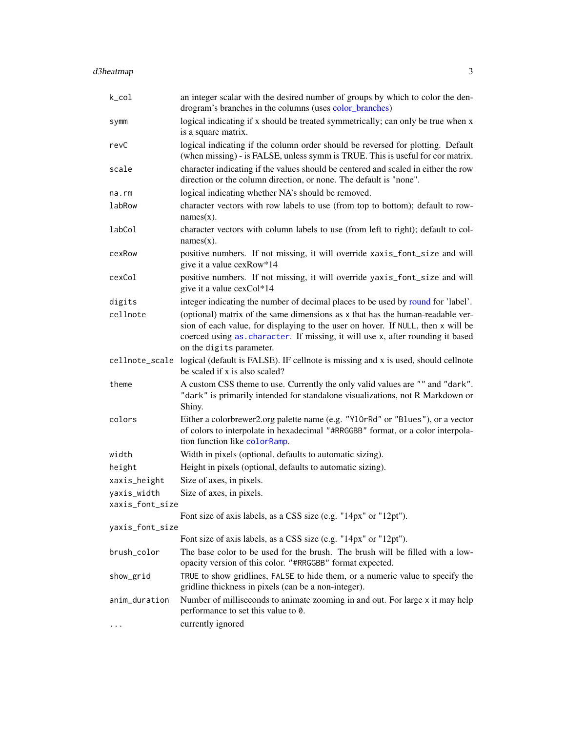| | |
|---|---|
| `k_col` | an integer scalar with the desired number of groups by which to color the dendrogram's branches in the columns (uses color_branches) |
| `symm` | logical indicating if x should be treated symmetrically; can only be true when x is a square matrix. |
| `revC` | logical indicating if the column order should be reversed for plotting. Default (when missing) - is FALSE, unless symm is TRUE. This is useful for cor matrix. |
| `scale` | character indicating if the values should be centered and scaled in either the row direction or the column direction, or none. The default is "none". |
| `na.rm` | logical indicating whether NA's should be removed. |
| `labRow` | character vectors with row labels to use (from top to bottom); default to rownames(x). |
| `labCol` | character vectors with column labels to use (from left to right); default to colnames(x). |
| `cexRow` | positive numbers. If not missing, it will override `xaxis_font_size` and will give it a value cexRow*14 |
| `cexCol` | positive numbers. If not missing, it will override `yaxis_font_size` and will give it a value cexCol*14 |
| `digits` | integer indicating the number of decimal places to be used by round for 'label'. |
| `cellnote` | (optional) matrix of the same dimensions as `x` that has the human-readable version of each value, for displaying to the user on hover. If `NULL`, then `x` will be coerced using `as.character`. If missing, it will use `x`, after rounding it based on the `digits` parameter. |
| `cellnote_scale` | logical (default is FALSE). IF cellnote is missing and x is used, should cellnote be scaled if x is also scaled? |
| `theme` | A custom CSS theme to use. Currently the only valid values are `""` and `"dark"`. `"dark"` is primarily intended for standalone visualizations, not R Markdown or Shiny. |
| `colors` | Either a colorbrewer2.org palette name (e.g. `"YlOrRd"` or `"Blues"`), or a vector of colors to interpolate in hexadecimal `"#RRGGBB"` format, or a color interpolation function like `colorRamp`. |
| `width` | Width in pixels (optional, defaults to automatic sizing). |
| `height` | Height in pixels (optional, defaults to automatic sizing). |
| `xaxis_height` | Size of axes, in pixels. |
| `yaxis_width` | Size of axes, in pixels. |
| `xaxis_font_size` | Font size of axis labels, as a CSS size (e.g. "14px" or "12pt"). |
| `yaxis_font_size` | Font size of axis labels, as a CSS size (e.g. "14px" or "12pt"). |
| `brush_color` | The base color to be used for the brush. The brush will be filled with a low-opacity version of this color. `"#RRGGBB"` format expected. |
| `show_grid` | `TRUE` to show gridlines, `FALSE` to hide them, or a numeric value to specify the gridline thickness in pixels (can be a non-integer). |
| `anim_duration` | Number of milliseconds to animate zooming in and out. For large `x` it may help performance to set this value to `0`. |
| `...` | currently ignored |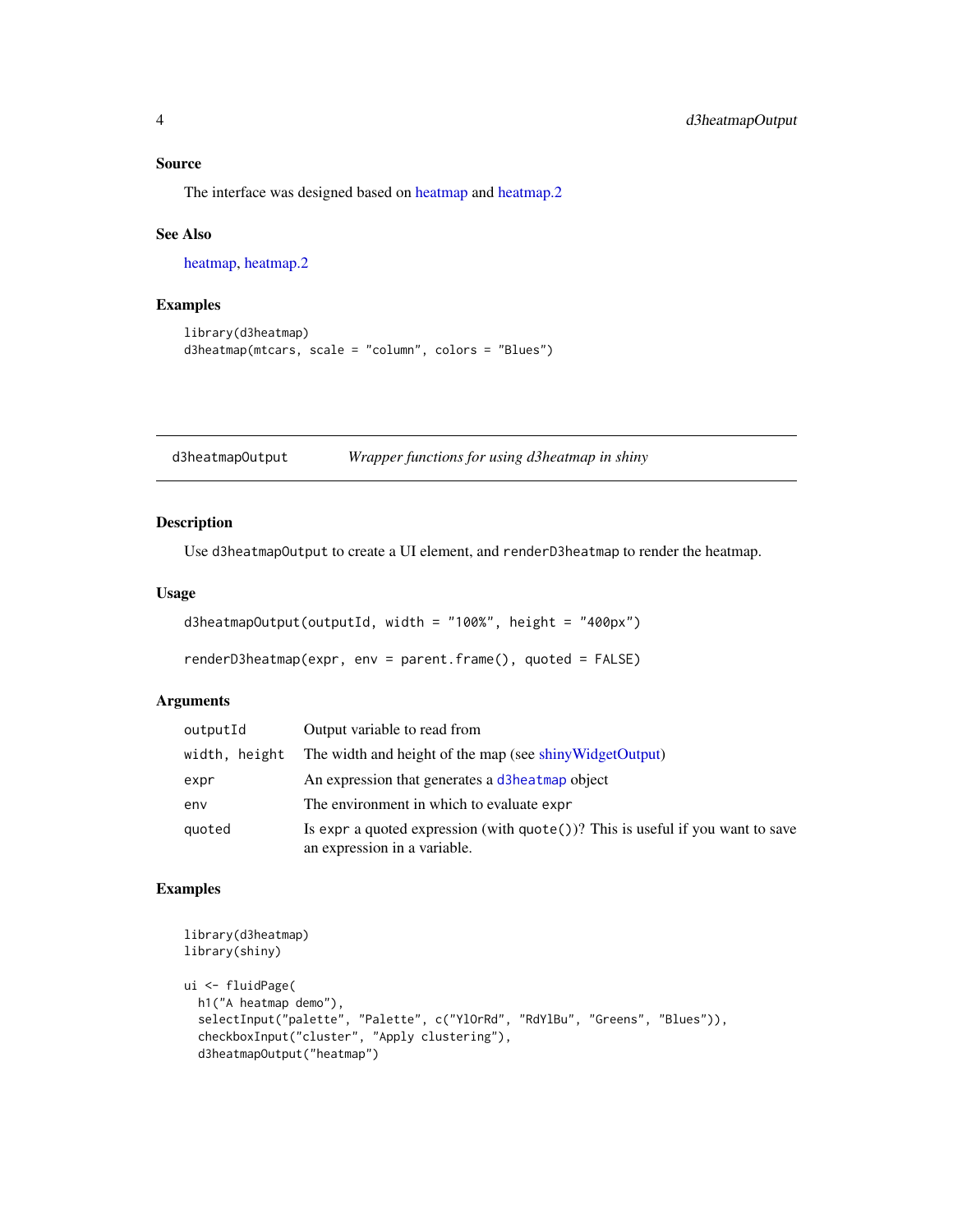### Source

The interface was designed based on heatmap and heatmap.2

### See Also

heatmap, heatmap.2

### Examples

```
library(d3heatmap)
d3heatmap(mtcars, scale = "column", colors = "Blues")
```

---

## d3heatmapOutput *Wrapper functions for using d3heatmap in shiny*

---

### Description

Use `d3heatmapOutput` to create a UI element, and `renderD3heatmap` to render the heatmap.

### Usage

```
d3heatmapOutput(outputId, width = "100%", height = "400px")

renderD3heatmap(expr, env = parent.frame(), quoted = FALSE)
```

### Arguments

| | |
|---|---|
| `outputId` | Output variable to read from |
| `width, height` | The width and height of the map (see shinyWidgetOutput) |
| `expr` | An expression that generates a `d3heatmap` object |
| `env` | The environment in which to evaluate `expr` |
| `quoted` | Is `expr` a quoted expression (with `quote()`)? This is useful if you want to save an expression in a variable. |

### Examples

```
library(d3heatmap)
library(shiny)

ui <- fluidPage(
  h1("A heatmap demo"),
  selectInput("palette", "Palette", c("YlOrRd", "RdYlBu", "Greens", "Blues")),
  checkboxInput("cluster", "Apply clustering"),
  d3heatmapOutput("heatmap")
```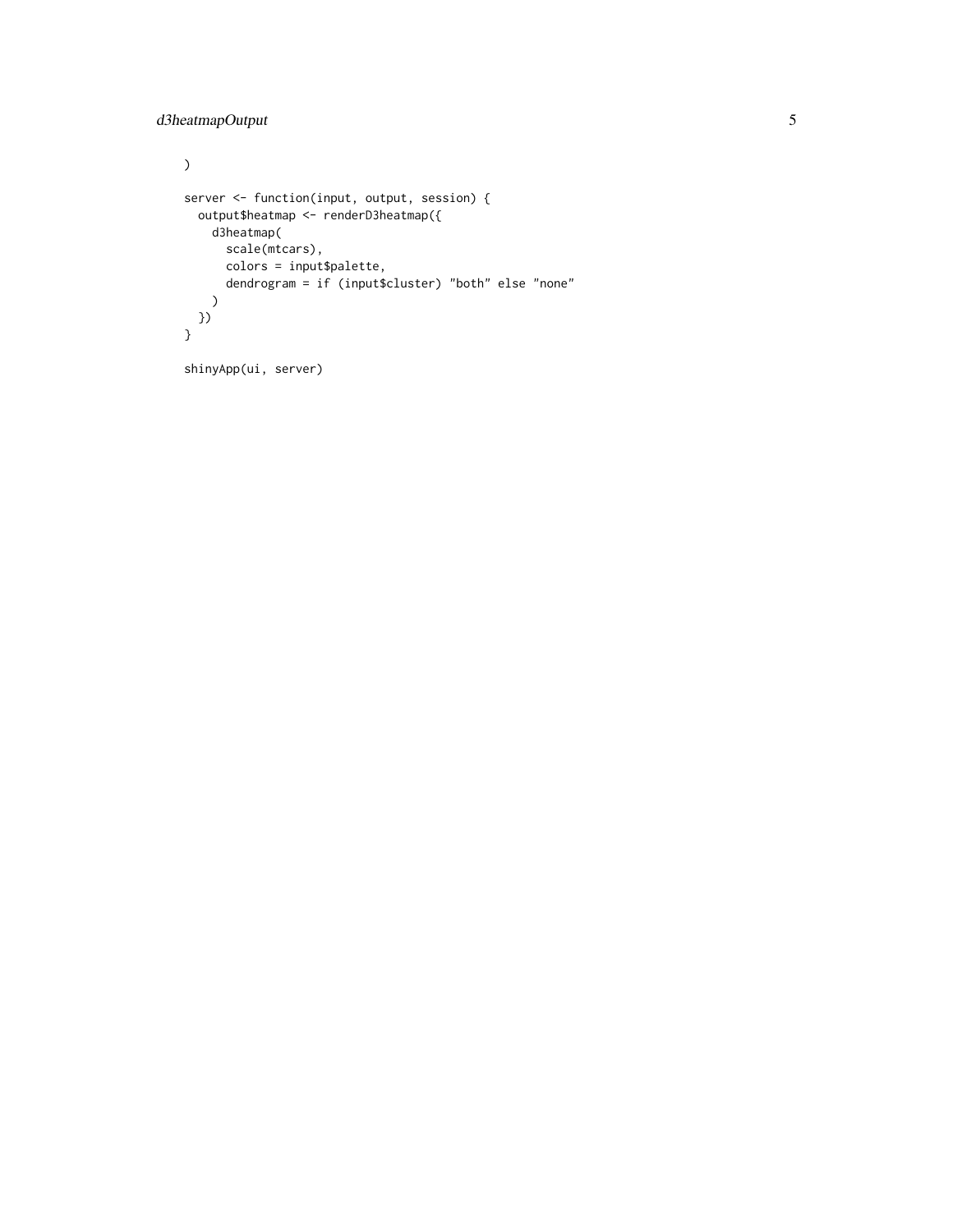```
)

server <- function(input, output, session) {
  output$heatmap <- renderD3heatmap({
    d3heatmap(
      scale(mtcars),
      colors = input$palette,
      dendrogram = if (input$cluster) "both" else "none"
    )
  })
}

shinyApp(ui, server)
```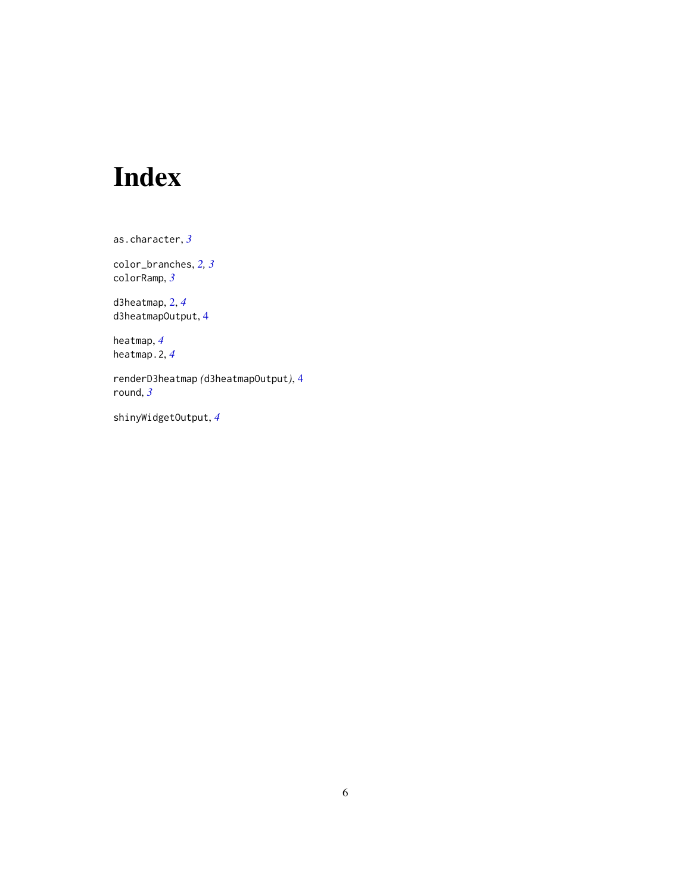# Index

as.character, *3*

color_branches, *2, 3*
colorRamp, *3*

d3heatmap, 2, *4*
d3heatmapOutput, 4

heatmap, *4*
heatmap.2, *4*

renderD3heatmap *(*d3heatmapOutput*)*, 4
round, *3*

shinyWidgetOutput, *4*